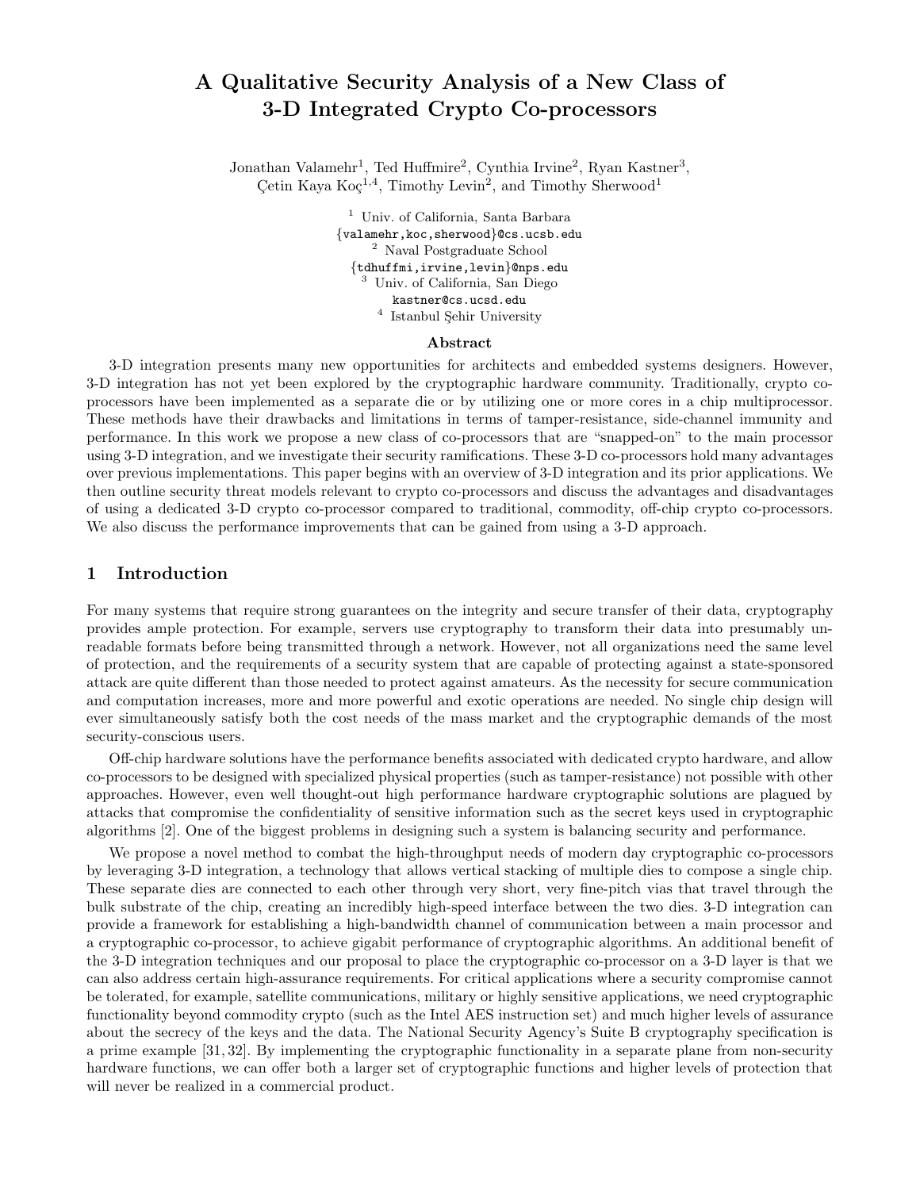# A Qualitative Security Analysis of a New Class of 3-D Integrated Crypto Co-processors

Jonathan Valamehr[1], Ted Huffmire[2], Cynthia Irvine[2], Ryan Kastner[3], Çetin Kaya Koç[1,4], Timothy Levin[2], and Timothy Sherwood[1]

[1] Univ. of California, Santa Barbara
{valamehr,koc,sherwood}@cs.ucsb.edu
[2] Naval Postgraduate School
{tdhuffmi,irvine,levin}@nps.edu
[3] Univ. of California, San Diego
kastner@cs.ucsd.edu
[4] Istanbul Şehir University

## Abstract

3-D integration presents many new opportunities for architects and embedded systems designers. However, 3-D integration has not yet been explored by the cryptographic hardware community. Traditionally, crypto co-processors have been implemented as a separate die or by utilizing one or more cores in a chip multiprocessor. These methods have their drawbacks and limitations in terms of tamper-resistance, side-channel immunity and performance. In this work we propose a new class of co-processors that are "snapped-on" to the main processor using 3-D integration, and we investigate their security ramifications. These 3-D co-processors hold many advantages over previous implementations. This paper begins with an overview of 3-D integration and its prior applications. We then outline security threat models relevant to crypto co-processors and discuss the advantages and disadvantages of using a dedicated 3-D crypto co-processor compared to traditional, commodity, off-chip crypto co-processors. We also discuss the performance improvements that can be gained from using a 3-D approach.

## 1 Introduction

For many systems that require strong guarantees on the integrity and secure transfer of their data, cryptography provides ample protection. For example, servers use cryptography to transform their data into presumably unreadable formats before being transmitted through a network. However, not all organizations need the same level of protection, and the requirements of a security system that are capable of protecting against a state-sponsored attack are quite different than those needed to protect against amateurs. As the necessity for secure communication and computation increases, more and more powerful and exotic operations are needed. No single chip design will ever simultaneously satisfy both the cost needs of the mass market and the cryptographic demands of the most security-conscious users.

Off-chip hardware solutions have the performance benefits associated with dedicated crypto hardware, and allow co-processors to be designed with specialized physical properties (such as tamper-resistance) not possible with other approaches. However, even well thought-out high performance hardware cryptographic solutions are plagued by attacks that compromise the confidentiality of sensitive information such as the secret keys used in cryptographic algorithms [2]. One of the biggest problems in designing such a system is balancing security and performance.

We propose a novel method to combat the high-throughput needs of modern day cryptographic co-processors by leveraging 3-D integration, a technology that allows vertical stacking of multiple dies to compose a single chip. These separate dies are connected to each other through very short, very fine-pitch vias that travel through the bulk substrate of the chip, creating an incredibly high-speed interface between the two dies. 3-D integration can provide a framework for establishing a high-bandwidth channel of communication between a main processor and a cryptographic co-processor, to achieve gigabit performance of cryptographic algorithms. An additional benefit of the 3-D integration techniques and our proposal to place the cryptographic co-processor on a 3-D layer is that we can also address certain high-assurance requirements. For critical applications where a security compromise cannot be tolerated, for example, satellite communications, military or highly sensitive applications, we need cryptographic functionality beyond commodity crypto (such as the Intel AES instruction set) and much higher levels of assurance about the secrecy of the keys and the data. The National Security Agency's Suite B cryptography specification is a prime example [31, 32]. By implementing the cryptographic functionality in a separate plane from non-security hardware functions, we can offer both a larger set of cryptographic functions and higher levels of protection that will never be realized in a commercial product.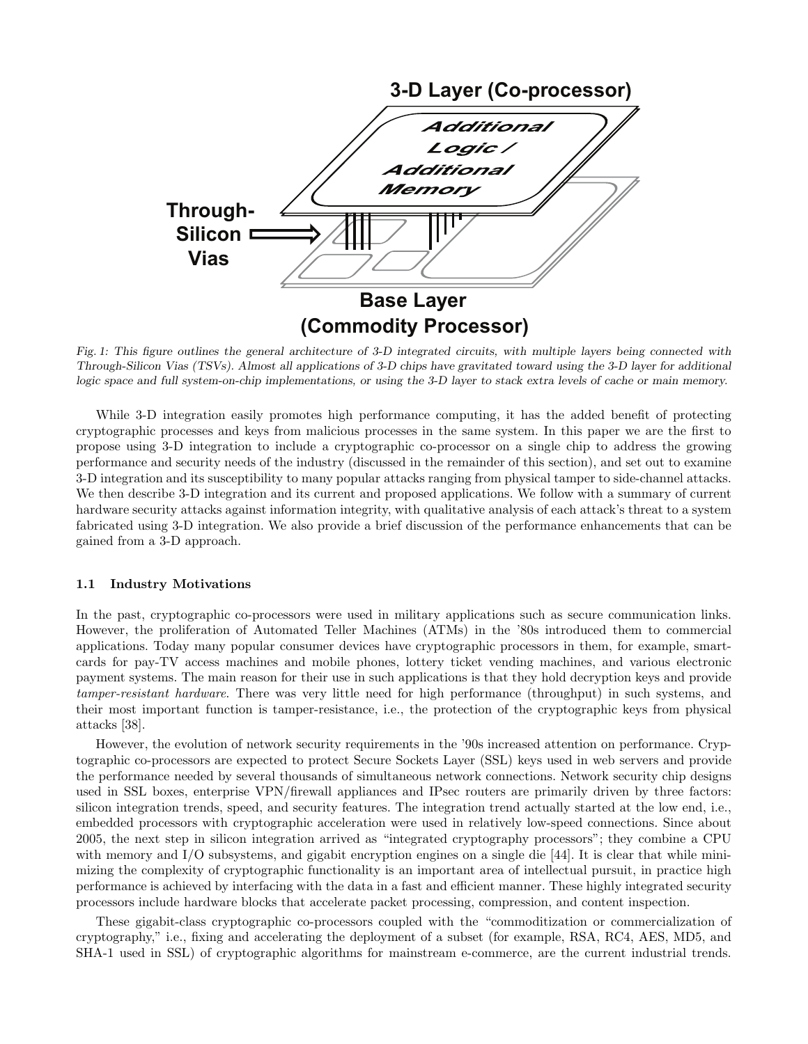Fig. 1: This figure outlines the general architecture of 3-D integrated circuits, with multiple layers being connected with Through-Silicon Vias (TSVs). Almost all applications of 3-D chips have gravitated toward using the 3-D layer for additional logic space and full system-on-chip implementations, or using the 3-D layer to stack extra levels of cache or main memory.

While 3-D integration easily promotes high performance computing, it has the added benefit of protecting cryptographic processes and keys from malicious processes in the same system. In this paper we are the first to propose using 3-D integration to include a cryptographic co-processor on a single chip to address the growing performance and security needs of the industry (discussed in the remainder of this section), and set out to examine 3-D integration and its susceptibility to many popular attacks ranging from physical tamper to side-channel attacks. We then describe 3-D integration and its current and proposed applications. We follow with a summary of current hardware security attacks against information integrity, with qualitative analysis of each attack's threat to a system fabricated using 3-D integration. We also provide a brief discussion of the performance enhancements that can be gained from a 3-D approach.

### 1.1 Industry Motivations

In the past, cryptographic co-processors were used in military applications such as secure communication links. However, the proliferation of Automated Teller Machines (ATMs) in the '80s introduced them to commercial applications. Today many popular consumer devices have cryptographic processors in them, for example, smart-cards for pay-TV access machines and mobile phones, lottery ticket vending machines, and various electronic payment systems. The main reason for their use in such applications is that they hold decryption keys and provide *tamper-resistant hardware*. There was very little need for high performance (throughput) in such systems, and their most important function is tamper-resistance, i.e., the protection of the cryptographic keys from physical attacks [38].

However, the evolution of network security requirements in the '90s increased attention on performance. Cryptographic co-processors are expected to protect Secure Sockets Layer (SSL) keys used in web servers and provide the performance needed by several thousands of simultaneous network connections. Network security chip designs used in SSL boxes, enterprise VPN/firewall appliances and IPsec routers are primarily driven by three factors: silicon integration trends, speed, and security features. The integration trend actually started at the low end, i.e., embedded processors with cryptographic acceleration were used in relatively low-speed connections. Since about 2005, the next step in silicon integration arrived as "integrated cryptography processors"; they combine a CPU with memory and I/O subsystems, and gigabit encryption engines on a single die [44]. It is clear that while minimizing the complexity of cryptographic functionality is an important area of intellectual pursuit, in practice high performance is achieved by interfacing with the data in a fast and efficient manner. These highly integrated security processors include hardware blocks that accelerate packet processing, compression, and content inspection.

These gigabit-class cryptographic co-processors coupled with the "commoditization or commercialization of cryptography," i.e., fixing and accelerating the deployment of a subset (for example, RSA, RC4, AES, MD5, and SHA-1 used in SSL) of cryptographic algorithms for mainstream e-commerce, are the current industrial trends.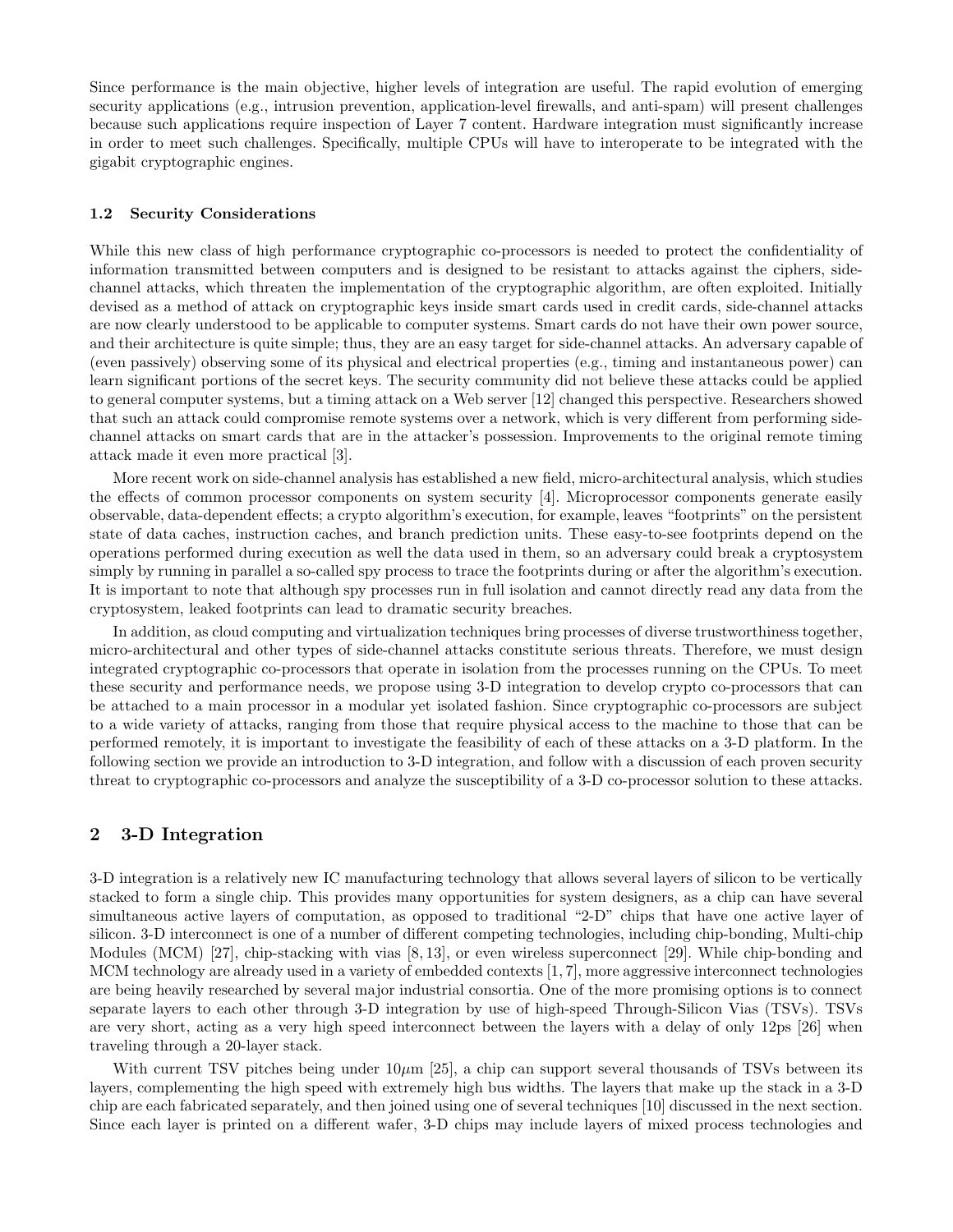Since performance is the main objective, higher levels of integration are useful. The rapid evolution of emerging security applications (e.g., intrusion prevention, application-level firewalls, and anti-spam) will present challenges because such applications require inspection of Layer 7 content. Hardware integration must significantly increase in order to meet such challenges. Specifically, multiple CPUs will have to interoperate to be integrated with the gigabit cryptographic engines.

### 1.2 Security Considerations

While this new class of high performance cryptographic co-processors is needed to protect the confidentiality of information transmitted between computers and is designed to be resistant to attacks against the ciphers, side-channel attacks, which threaten the implementation of the cryptographic algorithm, are often exploited. Initially devised as a method of attack on cryptographic keys inside smart cards used in credit cards, side-channel attacks are now clearly understood to be applicable to computer systems. Smart cards do not have their own power source, and their architecture is quite simple; thus, they are an easy target for side-channel attacks. An adversary capable of (even passively) observing some of its physical and electrical properties (e.g., timing and instantaneous power) can learn significant portions of the secret keys. The security community did not believe these attacks could be applied to general computer systems, but a timing attack on a Web server [12] changed this perspective. Researchers showed that such an attack could compromise remote systems over a network, which is very different from performing side-channel attacks on smart cards that are in the attacker's possession. Improvements to the original remote timing attack made it even more practical [3].

More recent work on side-channel analysis has established a new field, micro-architectural analysis, which studies the effects of common processor components on system security [4]. Microprocessor components generate easily observable, data-dependent effects; a crypto algorithm's execution, for example, leaves "footprints" on the persistent state of data caches, instruction caches, and branch prediction units. These easy-to-see footprints depend on the operations performed during execution as well the data used in them, so an adversary could break a cryptosystem simply by running in parallel a so-called spy process to trace the footprints during or after the algorithm's execution. It is important to note that although spy processes run in full isolation and cannot directly read any data from the cryptosystem, leaked footprints can lead to dramatic security breaches.

In addition, as cloud computing and virtualization techniques bring processes of diverse trustworthiness together, micro-architectural and other types of side-channel attacks constitute serious threats. Therefore, we must design integrated cryptographic co-processors that operate in isolation from the processes running on the CPUs. To meet these security and performance needs, we propose using 3-D integration to develop crypto co-processors that can be attached to a main processor in a modular yet isolated fashion. Since cryptographic co-processors are subject to a wide variety of attacks, ranging from those that require physical access to the machine to those that can be performed remotely, it is important to investigate the feasibility of each of these attacks on a 3-D platform. In the following section we provide an introduction to 3-D integration, and follow with a discussion of each proven security threat to cryptographic co-processors and analyze the susceptibility of a 3-D co-processor solution to these attacks.

## 2 3-D Integration

3-D integration is a relatively new IC manufacturing technology that allows several layers of silicon to be vertically stacked to form a single chip. This provides many opportunities for system designers, as a chip can have several simultaneous active layers of computation, as opposed to traditional "2-D" chips that have one active layer of silicon. 3-D interconnect is one of a number of different competing technologies, including chip-bonding, Multi-chip Modules (MCM) [27], chip-stacking with vias [8, 13], or even wireless superconnect [29]. While chip-bonding and MCM technology are already used in a variety of embedded contexts [1, 7], more aggressive interconnect technologies are being heavily researched by several major industrial consortia. One of the more promising options is to connect separate layers to each other through 3-D integration by use of high-speed Through-Silicon Vias (TSVs). TSVs are very short, acting as a very high speed interconnect between the layers with a delay of only 12ps [26] when traveling through a 20-layer stack.

With current TSV pitches being under $10\mu m$ [25], a chip can support several thousands of TSVs between its layers, complementing the high speed with extremely high bus widths. The layers that make up the stack in a 3-D chip are each fabricated separately, and then joined using one of several techniques [10] discussed in the next section. Since each layer is printed on a different wafer, 3-D chips may include layers of mixed process technologies and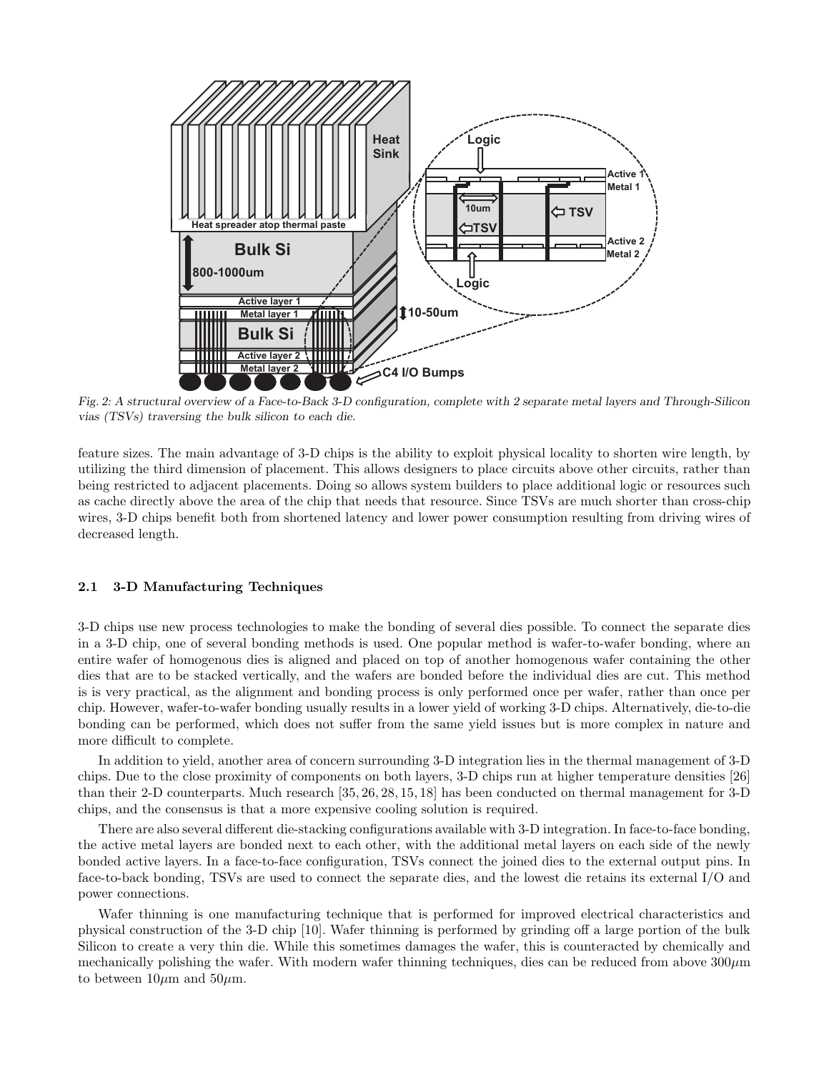*Fig. 2: A structural overview of a Face-to-Back 3-D configuration, complete with 2 separate metal layers and Through-Silicon vias (TSVs) traversing the bulk silicon to each die.*

feature sizes. The main advantage of 3-D chips is the ability to exploit physical locality to shorten wire length, by utilizing the third dimension of placement. This allows designers to place circuits above other circuits, rather than being restricted to adjacent placements. Doing so allows system builders to place additional logic or resources such as cache directly above the area of the chip that needs that resource. Since TSVs are much shorter than cross-chip wires, 3-D chips benefit both from shortened latency and lower power consumption resulting from driving wires of decreased length.

### 2.1 3-D Manufacturing Techniques

3-D chips use new process technologies to make the bonding of several dies possible. To connect the separate dies in a 3-D chip, one of several bonding methods is used. One popular method is wafer-to-wafer bonding, where an entire wafer of homogenous dies is aligned and placed on top of another homogenous wafer containing the other dies that are to be stacked vertically, and the wafers are bonded before the individual dies are cut. This method is is very practical, as the alignment and bonding process is only performed once per wafer, rather than once per chip. However, wafer-to-wafer bonding usually results in a lower yield of working 3-D chips. Alternatively, die-to-die bonding can be performed, which does not suffer from the same yield issues but is more complex in nature and more difficult to complete.

In addition to yield, another area of concern surrounding 3-D integration lies in the thermal management of 3-D chips. Due to the close proximity of components on both layers, 3-D chips run at higher temperature densities [26] than their 2-D counterparts. Much research [35, 26, 28, 15, 18] has been conducted on thermal management for 3-D chips, and the consensus is that a more expensive cooling solution is required.

There are also several different die-stacking configurations available with 3-D integration. In face-to-face bonding, the active metal layers are bonded next to each other, with the additional metal layers on each side of the newly bonded active layers. In a face-to-face configuration, TSVs connect the joined dies to the external output pins. In face-to-back bonding, TSVs are used to connect the separate dies, and the lowest die retains its external I/O and power connections.

Wafer thinning is one manufacturing technique that is performed for improved electrical characteristics and physical construction of the 3-D chip [10]. Wafer thinning is performed by grinding off a large portion of the bulk Silicon to create a very thin die. While this sometimes damages the wafer, this is counteracted by chemically and mechanically polishing the wafer. With modern wafer thinning techniques, dies can be reduced from above $300\mu$m to between $10\mu$m and $50\mu$m.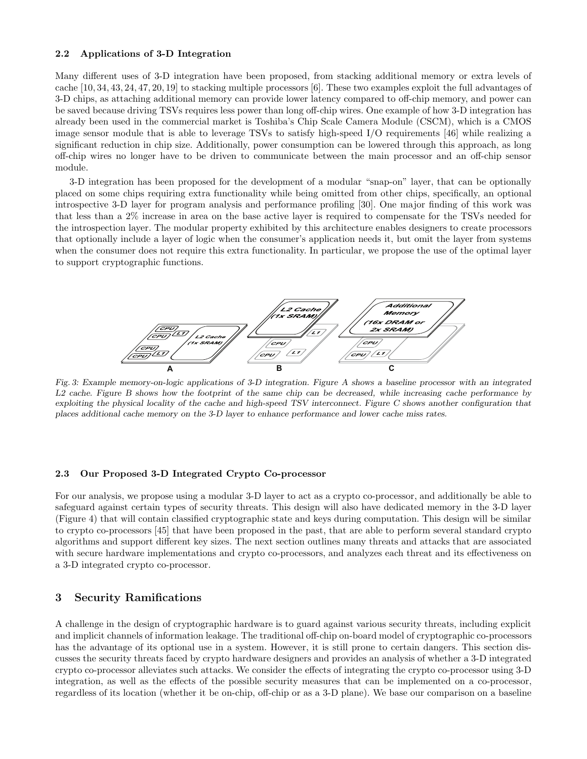### 2.2 Applications of 3-D Integration

Many different uses of 3-D integration have been proposed, from stacking additional memory or extra levels of cache [10, 34, 43, 24, 47, 20, 19] to stacking multiple processors [6]. These two examples exploit the full advantages of 3-D chips, as attaching additional memory can provide lower latency compared to off-chip memory, and power can be saved because driving TSVs requires less power than long off-chip wires. One example of how 3-D integration has already been used in the commercial market is Toshiba's Chip Scale Camera Module (CSCM), which is a CMOS image sensor module that is able to leverage TSVs to satisfy high-speed I/O requirements [46] while realizing a significant reduction in chip size. Additionally, power consumption can be lowered through this approach, as long off-chip wires no longer have to be driven to communicate between the main processor and an off-chip sensor module.

3-D integration has been proposed for the development of a modular "snap-on" layer, that can be optionally placed on some chips requiring extra functionality while being omitted from other chips, specifically, an optional introspective 3-D layer for program analysis and performance profiling [30]. One major finding of this work was that less than a 2% increase in area on the base active layer is required to compensate for the TSVs needed for the introspection layer. The modular property exhibited by this architecture enables designers to create processors that optionally include a layer of logic when the consumer's application needs it, but omit the layer from systems when the consumer does not require this extra functionality. In particular, we propose the use of the optimal layer to support cryptographic functions.

*Fig. 3: Example memory-on-logic applications of 3-D integration. Figure A shows a baseline processor with an integrated L2 cache. Figure B shows how the footprint of the same chip can be decreased, while increasing cache performance by exploiting the physical locality of the cache and high-speed TSV interconnect. Figure C shows another configuration that places additional cache memory on the 3-D layer to enhance performance and lower cache miss rates.*

### 2.3 Our Proposed 3-D Integrated Crypto Co-processor

For our analysis, we propose using a modular 3-D layer to act as a crypto co-processor, and additionally be able to safeguard against certain types of security threats. This design will also have dedicated memory in the 3-D layer (Figure 4) that will contain classified cryptographic state and keys during computation. This design will be similar to crypto co-processors [45] that have been proposed in the past, that are able to perform several standard crypto algorithms and support different key sizes. The next section outlines many threats and attacks that are associated with secure hardware implementations and crypto co-processors, and analyzes each threat and its effectiveness on a 3-D integrated crypto co-processor.

## 3 Security Ramifications

A challenge in the design of cryptographic hardware is to guard against various security threats, including explicit and implicit channels of information leakage. The traditional off-chip on-board model of cryptographic co-processors has the advantage of its optional use in a system. However, it is still prone to certain dangers. This section discusses the security threats faced by crypto hardware designers and provides an analysis of whether a 3-D integrated crypto co-processor alleviates such attacks. We consider the effects of integrating the crypto co-processor using 3-D integration, as well as the effects of the possible security measures that can be implemented on a co-processor, regardless of its location (whether it be on-chip, off-chip or as a 3-D plane). We base our comparison on a baseline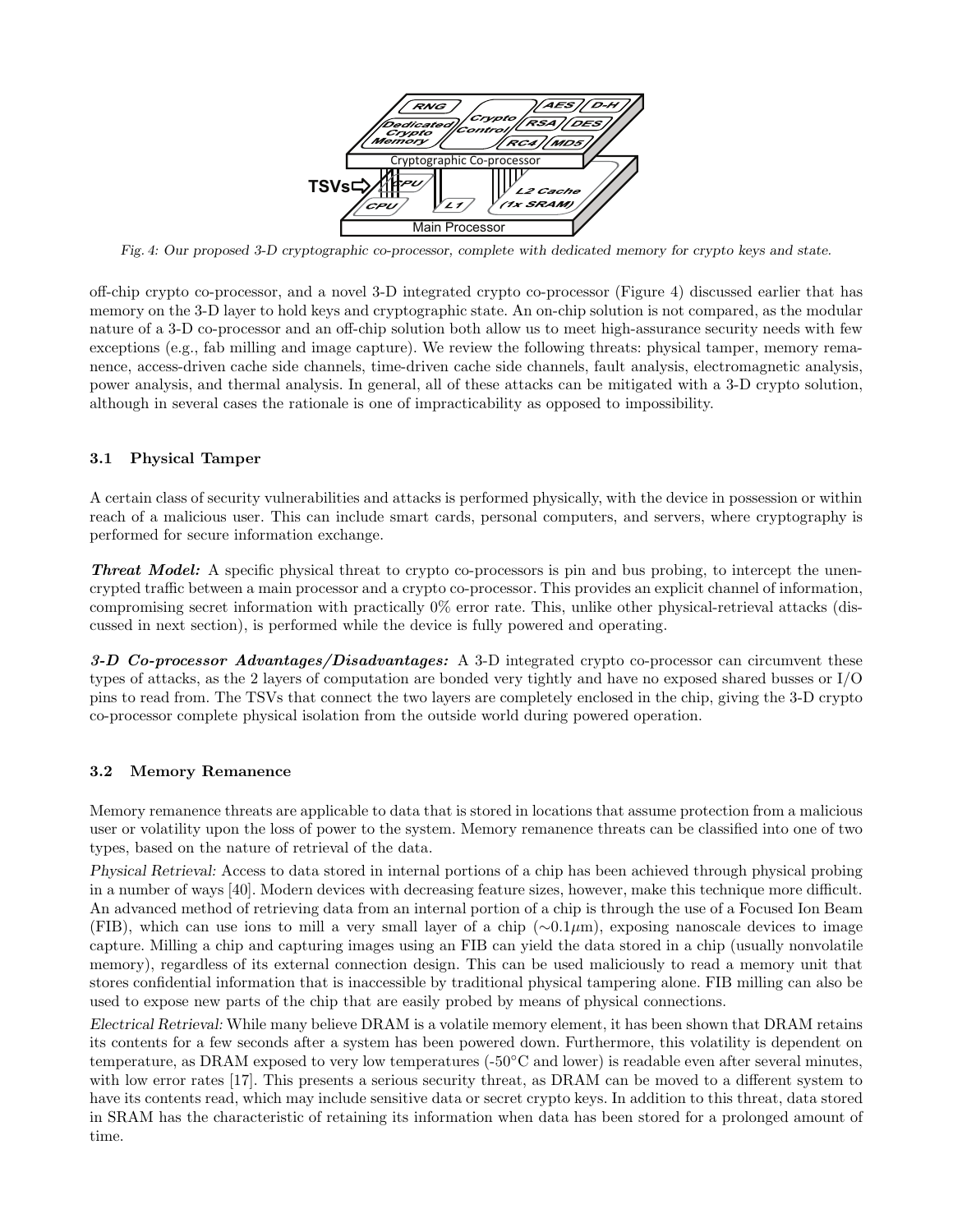Fig. 4: Our proposed 3-D cryptographic co-processor, complete with dedicated memory for crypto keys and state.

off-chip crypto co-processor, and a novel 3-D integrated crypto co-processor (Figure 4) discussed earlier that has memory on the 3-D layer to hold keys and cryptographic state. An on-chip solution is not compared, as the modular nature of a 3-D co-processor and an off-chip solution both allow us to meet high-assurance security needs with few exceptions (e.g., fab milling and image capture). We review the following threats: physical tamper, memory remanence, access-driven cache side channels, time-driven cache side channels, fault analysis, electromagnetic analysis, power analysis, and thermal analysis. In general, all of these attacks can be mitigated with a 3-D crypto solution, although in several cases the rationale is one of impracticability as opposed to impossibility.

### 3.1 Physical Tamper

A certain class of security vulnerabilities and attacks is performed physically, with the device in possession or within reach of a malicious user. This can include smart cards, personal computers, and servers, where cryptography is performed for secure information exchange.

***Threat Model:*** A specific physical threat to crypto co-processors is pin and bus probing, to intercept the unencrypted traffic between a main processor and a crypto co-processor. This provides an explicit channel of information, compromising secret information with practically 0% error rate. This, unlike other physical-retrieval attacks (discussed in next section), is performed while the device is fully powered and operating.

***3-D Co-processor Advantages/Disadvantages:*** A 3-D integrated crypto co-processor can circumvent these types of attacks, as the 2 layers of computation are bonded very tightly and have no exposed shared busses or I/O pins to read from. The TSVs that connect the two layers are completely enclosed in the chip, giving the 3-D crypto co-processor complete physical isolation from the outside world during powered operation.

### 3.2 Memory Remanence

Memory remanence threats are applicable to data that is stored in locations that assume protection from a malicious user or volatility upon the loss of power to the system. Memory remanence threats can be classified into one of two types, based on the nature of retrieval of the data.

*Physical Retrieval:* Access to data stored in internal portions of a chip has been achieved through physical probing in a number of ways [40]. Modern devices with decreasing feature sizes, however, make this technique more difficult. An advanced method of retrieving data from an internal portion of a chip is through the use of a Focused Ion Beam (FIB), which can use ions to mill a very small layer of a chip ($\sim 0.1\mu$m), exposing nanoscale devices to image capture. Milling a chip and capturing images using an FIB can yield the data stored in a chip (usually nonvolatile memory), regardless of its external connection design. This can be used maliciously to read a memory unit that stores confidential information that is inaccessible by traditional physical tampering alone. FIB milling can also be used to expose new parts of the chip that are easily probed by means of physical connections.

*Electrical Retrieval:* While many believe DRAM is a volatile memory element, it has been shown that DRAM retains its contents for a few seconds after a system has been powered down. Furthermore, this volatility is dependent on temperature, as DRAM exposed to very low temperatures (-50°C and lower) is readable even after several minutes, with low error rates [17]. This presents a serious security threat, as DRAM can be moved to a different system to have its contents read, which may include sensitive data or secret crypto keys. In addition to this threat, data stored in SRAM has the characteristic of retaining its information when data has been stored for a prolonged amount of time.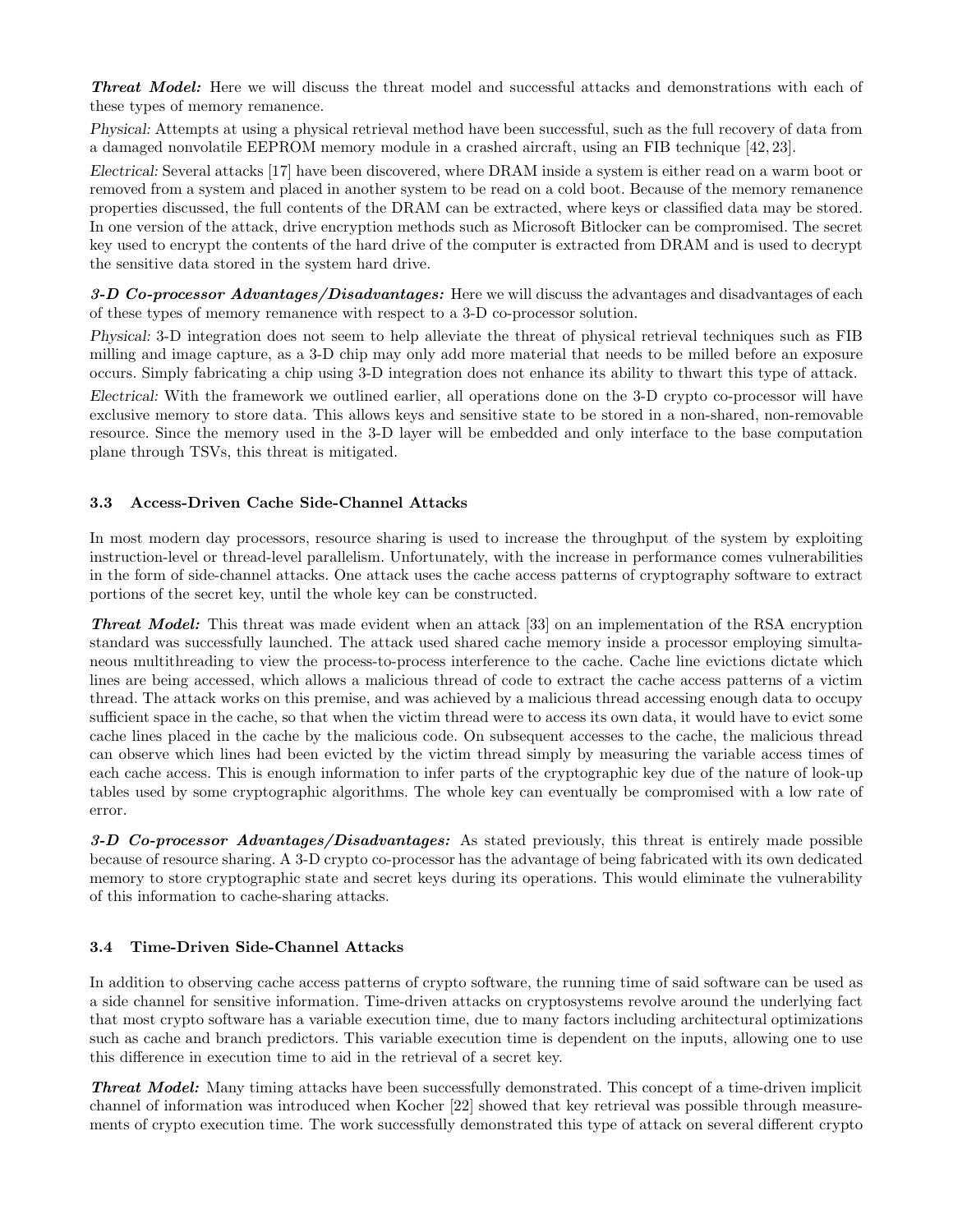***Threat Model:*** Here we will discuss the threat model and successful attacks and demonstrations with each of these types of memory remanence.

*Physical:* Attempts at using a physical retrieval method have been successful, such as the full recovery of data from a damaged nonvolatile EEPROM memory module in a crashed aircraft, using an FIB technique [42, 23].

*Electrical:* Several attacks [17] have been discovered, where DRAM inside a system is either read on a warm boot or removed from a system and placed in another system to be read on a cold boot. Because of the memory remanence properties discussed, the full contents of the DRAM can be extracted, where keys or classified data may be stored. In one version of the attack, drive encryption methods such as Microsoft Bitlocker can be compromised. The secret key used to encrypt the contents of the hard drive of the computer is extracted from DRAM and is used to decrypt the sensitive data stored in the system hard drive.

***3-D Co-processor Advantages/Disadvantages:*** Here we will discuss the advantages and disadvantages of each of these types of memory remanence with respect to a 3-D co-processor solution.

*Physical:* 3-D integration does not seem to help alleviate the threat of physical retrieval techniques such as FIB milling and image capture, as a 3-D chip may only add more material that needs to be milled before an exposure occurs. Simply fabricating a chip using 3-D integration does not enhance its ability to thwart this type of attack.

*Electrical:* With the framework we outlined earlier, all operations done on the 3-D crypto co-processor will have exclusive memory to store data. This allows keys and sensitive state to be stored in a non-shared, non-removable resource. Since the memory used in the 3-D layer will be embedded and only interface to the base computation plane through TSVs, this threat is mitigated.

### 3.3 Access-Driven Cache Side-Channel Attacks

In most modern day processors, resource sharing is used to increase the throughput of the system by exploiting instruction-level or thread-level parallelism. Unfortunately, with the increase in performance comes vulnerabilities in the form of side-channel attacks. One attack uses the cache access patterns of cryptography software to extract portions of the secret key, until the whole key can be constructed.

***Threat Model:*** This threat was made evident when an attack [33] on an implementation of the RSA encryption standard was successfully launched. The attack used shared cache memory inside a processor employing simultaneous multithreading to view the process-to-process interference to the cache. Cache line evictions dictate which lines are being accessed, which allows a malicious thread of code to extract the cache access patterns of a victim thread. The attack works on this premise, and was achieved by a malicious thread accessing enough data to occupy sufficient space in the cache, so that when the victim thread were to access its own data, it would have to evict some cache lines placed in the cache by the malicious code. On subsequent accesses to the cache, the malicious thread can observe which lines had been evicted by the victim thread simply by measuring the variable access times of each cache access. This is enough information to infer parts of the cryptographic key due of the nature of look-up tables used by some cryptographic algorithms. The whole key can eventually be compromised with a low rate of error.

***3-D Co-processor Advantages/Disadvantages:*** As stated previously, this threat is entirely made possible because of resource sharing. A 3-D crypto co-processor has the advantage of being fabricated with its own dedicated memory to store cryptographic state and secret keys during its operations. This would eliminate the vulnerability of this information to cache-sharing attacks.

### 3.4 Time-Driven Side-Channel Attacks

In addition to observing cache access patterns of crypto software, the running time of said software can be used as a side channel for sensitive information. Time-driven attacks on cryptosystems revolve around the underlying fact that most crypto software has a variable execution time, due to many factors including architectural optimizations such as cache and branch predictors. This variable execution time is dependent on the inputs, allowing one to use this difference in execution time to aid in the retrieval of a secret key.

***Threat Model:*** Many timing attacks have been successfully demonstrated. This concept of a time-driven implicit channel of information was introduced when Kocher [22] showed that key retrieval was possible through measurements of crypto execution time. The work successfully demonstrated this type of attack on several different crypto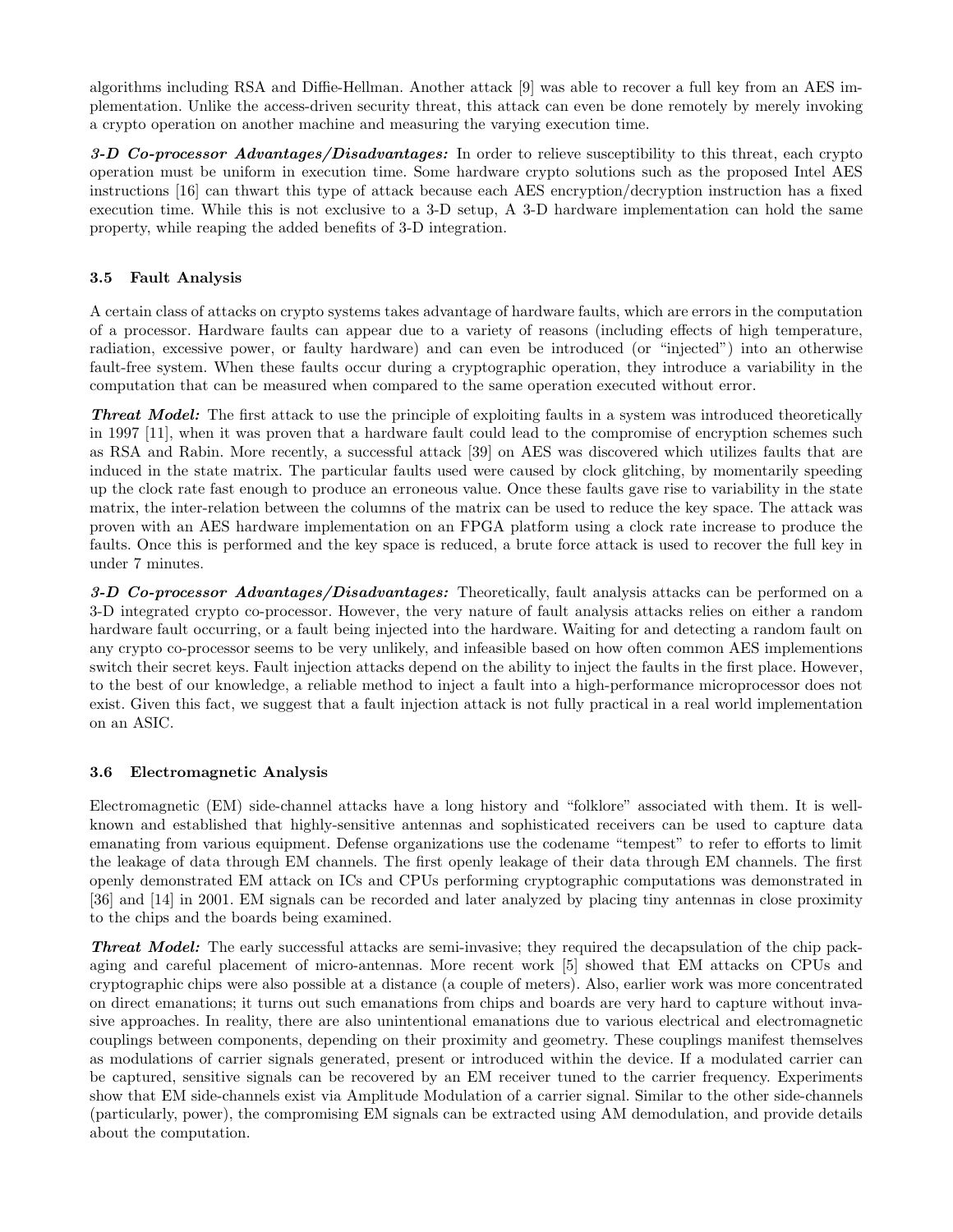algorithms including RSA and Diffie-Hellman. Another attack [9] was able to recover a full key from an AES implementation. Unlike the access-driven security threat, this attack can even be done remotely by merely invoking a crypto operation on another machine and measuring the varying execution time.

***3-D Co-processor Advantages/Disadvantages:*** In order to relieve susceptibility to this threat, each crypto operation must be uniform in execution time. Some hardware crypto solutions such as the proposed Intel AES instructions [16] can thwart this type of attack because each AES encryption/decryption instruction has a fixed execution time. While this is not exclusive to a 3-D setup, A 3-D hardware implementation can hold the same property, while reaping the added benefits of 3-D integration.

### 3.5 Fault Analysis

A certain class of attacks on crypto systems takes advantage of hardware faults, which are errors in the computation of a processor. Hardware faults can appear due to a variety of reasons (including effects of high temperature, radiation, excessive power, or faulty hardware) and can even be introduced (or "injected") into an otherwise fault-free system. When these faults occur during a cryptographic operation, they introduce a variability in the computation that can be measured when compared to the same operation executed without error.

***Threat Model:*** The first attack to use the principle of exploiting faults in a system was introduced theoretically in 1997 [11], when it was proven that a hardware fault could lead to the compromise of encryption schemes such as RSA and Rabin. More recently, a successful attack [39] on AES was discovered which utilizes faults that are induced in the state matrix. The particular faults used were caused by clock glitching, by momentarily speeding up the clock rate fast enough to produce an erroneous value. Once these faults gave rise to variability in the state matrix, the inter-relation between the columns of the matrix can be used to reduce the key space. The attack was proven with an AES hardware implementation on an FPGA platform using a clock rate increase to produce the faults. Once this is performed and the key space is reduced, a brute force attack is used to recover the full key in under 7 minutes.

***3-D Co-processor Advantages/Disadvantages:*** Theoretically, fault analysis attacks can be performed on a 3-D integrated crypto co-processor. However, the very nature of fault analysis attacks relies on either a random hardware fault occurring, or a fault being injected into the hardware. Waiting for and detecting a random fault on any crypto co-processor seems to be very unlikely, and infeasible based on how often common AES implementions switch their secret keys. Fault injection attacks depend on the ability to inject the faults in the first place. However, to the best of our knowledge, a reliable method to inject a fault into a high-performance microprocessor does not exist. Given this fact, we suggest that a fault injection attack is not fully practical in a real world implementation on an ASIC.

### 3.6 Electromagnetic Analysis

Electromagnetic (EM) side-channel attacks have a long history and "folklore" associated with them. It is well-known and established that highly-sensitive antennas and sophisticated receivers can be used to capture data emanating from various equipment. Defense organizations use the codename "tempest" to refer to efforts to limit the leakage of data through EM channels. The first openly leakage of their data through EM channels. The first openly demonstrated EM attack on ICs and CPUs performing cryptographic computations was demonstrated in [36] and [14] in 2001. EM signals can be recorded and later analyzed by placing tiny antennas in close proximity to the chips and the boards being examined.

***Threat Model:*** The early successful attacks are semi-invasive; they required the decapsulation of the chip packaging and careful placement of micro-antennas. More recent work [5] showed that EM attacks on CPUs and cryptographic chips were also possible at a distance (a couple of meters). Also, earlier work was more concentrated on direct emanations; it turns out such emanations from chips and boards are very hard to capture without invasive approaches. In reality, there are also unintentional emanations due to various electrical and electromagnetic couplings between components, depending on their proximity and geometry. These couplings manifest themselves as modulations of carrier signals generated, present or introduced within the device. If a modulated carrier can be captured, sensitive signals can be recovered by an EM receiver tuned to the carrier frequency. Experiments show that EM side-channels exist via Amplitude Modulation of a carrier signal. Similar to the other side-channels (particularly, power), the compromising EM signals can be extracted using AM demodulation, and provide details about the computation.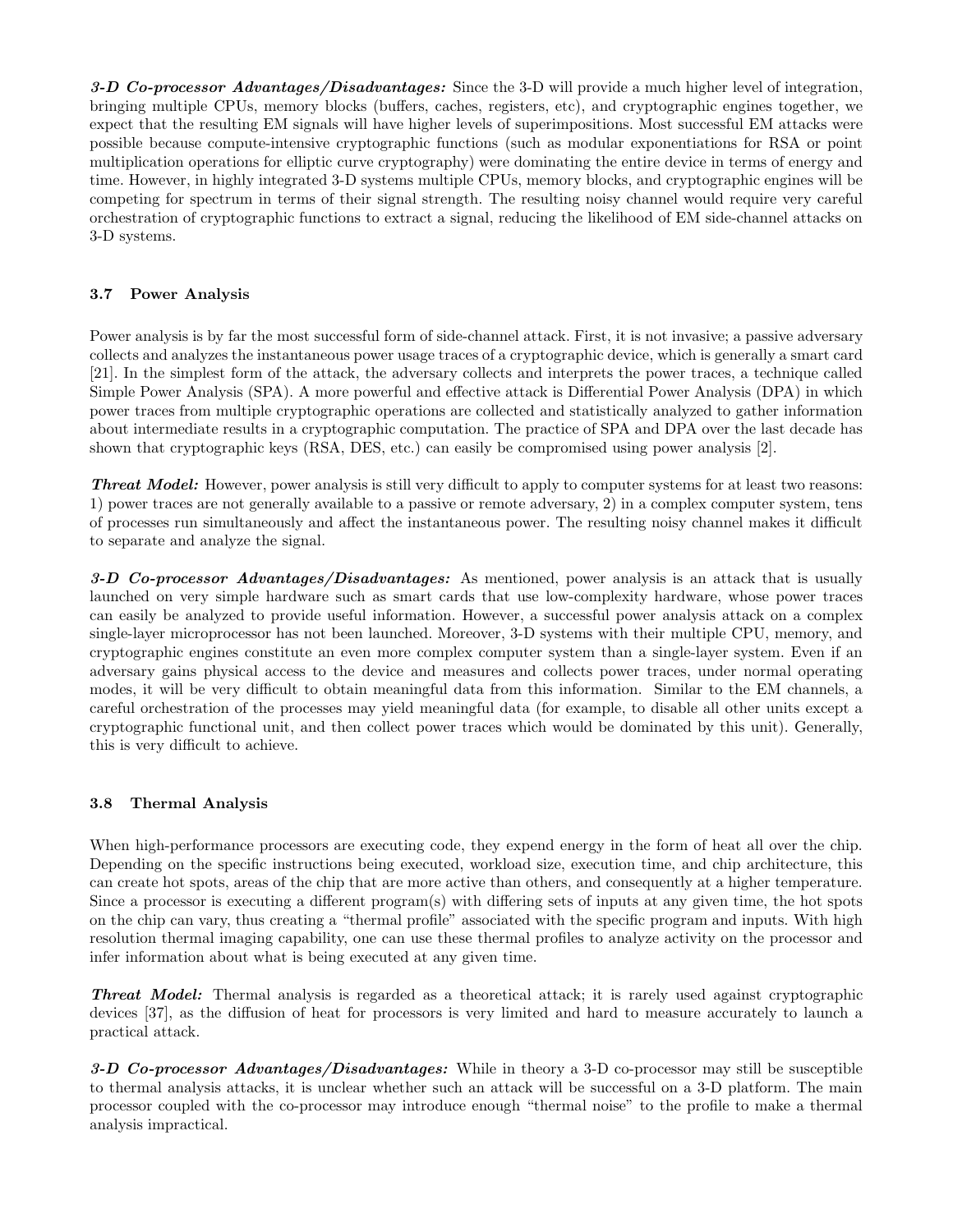***3-D Co-processor Advantages/Disadvantages:*** Since the 3-D will provide a much higher level of integration, bringing multiple CPUs, memory blocks (buffers, caches, registers, etc), and cryptographic engines together, we expect that the resulting EM signals will have higher levels of superimpositions. Most successful EM attacks were possible because compute-intensive cryptographic functions (such as modular exponentiations for RSA or point multiplication operations for elliptic curve cryptography) were dominating the entire device in terms of energy and time. However, in highly integrated 3-D systems multiple CPUs, memory blocks, and cryptographic engines will be competing for spectrum in terms of their signal strength. The resulting noisy channel would require very careful orchestration of cryptographic functions to extract a signal, reducing the likelihood of EM side-channel attacks on 3-D systems.

### 3.7 Power Analysis

Power analysis is by far the most successful form of side-channel attack. First, it is not invasive; a passive adversary collects and analyzes the instantaneous power usage traces of a cryptographic device, which is generally a smart card [21]. In the simplest form of the attack, the adversary collects and interprets the power traces, a technique called Simple Power Analysis (SPA). A more powerful and effective attack is Differential Power Analysis (DPA) in which power traces from multiple cryptographic operations are collected and statistically analyzed to gather information about intermediate results in a cryptographic computation. The practice of SPA and DPA over the last decade has shown that cryptographic keys (RSA, DES, etc.) can easily be compromised using power analysis [2].

***Threat Model:*** However, power analysis is still very difficult to apply to computer systems for at least two reasons: 1) power traces are not generally available to a passive or remote adversary, 2) in a complex computer system, tens of processes run simultaneously and affect the instantaneous power. The resulting noisy channel makes it difficult to separate and analyze the signal.

***3-D Co-processor Advantages/Disadvantages:*** As mentioned, power analysis is an attack that is usually launched on very simple hardware such as smart cards that use low-complexity hardware, whose power traces can easily be analyzed to provide useful information. However, a successful power analysis attack on a complex single-layer microprocessor has not been launched. Moreover, 3-D systems with their multiple CPU, memory, and cryptographic engines constitute an even more complex computer system than a single-layer system. Even if an adversary gains physical access to the device and measures and collects power traces, under normal operating modes, it will be very difficult to obtain meaningful data from this information. Similar to the EM channels, a careful orchestration of the processes may yield meaningful data (for example, to disable all other units except a cryptographic functional unit, and then collect power traces which would be dominated by this unit). Generally, this is very difficult to achieve.

### 3.8 Thermal Analysis

When high-performance processors are executing code, they expend energy in the form of heat all over the chip. Depending on the specific instructions being executed, workload size, execution time, and chip architecture, this can create hot spots, areas of the chip that are more active than others, and consequently at a higher temperature. Since a processor is executing a different program(s) with differing sets of inputs at any given time, the hot spots on the chip can vary, thus creating a "thermal profile" associated with the specific program and inputs. With high resolution thermal imaging capability, one can use these thermal profiles to analyze activity on the processor and infer information about what is being executed at any given time.

***Threat Model:*** Thermal analysis is regarded as a theoretical attack; it is rarely used against cryptographic devices [37], as the diffusion of heat for processors is very limited and hard to measure accurately to launch a practical attack.

***3-D Co-processor Advantages/Disadvantages:*** While in theory a 3-D co-processor may still be susceptible to thermal analysis attacks, it is unclear whether such an attack will be successful on a 3-D platform. The main processor coupled with the co-processor may introduce enough "thermal noise" to the profile to make a thermal analysis impractical.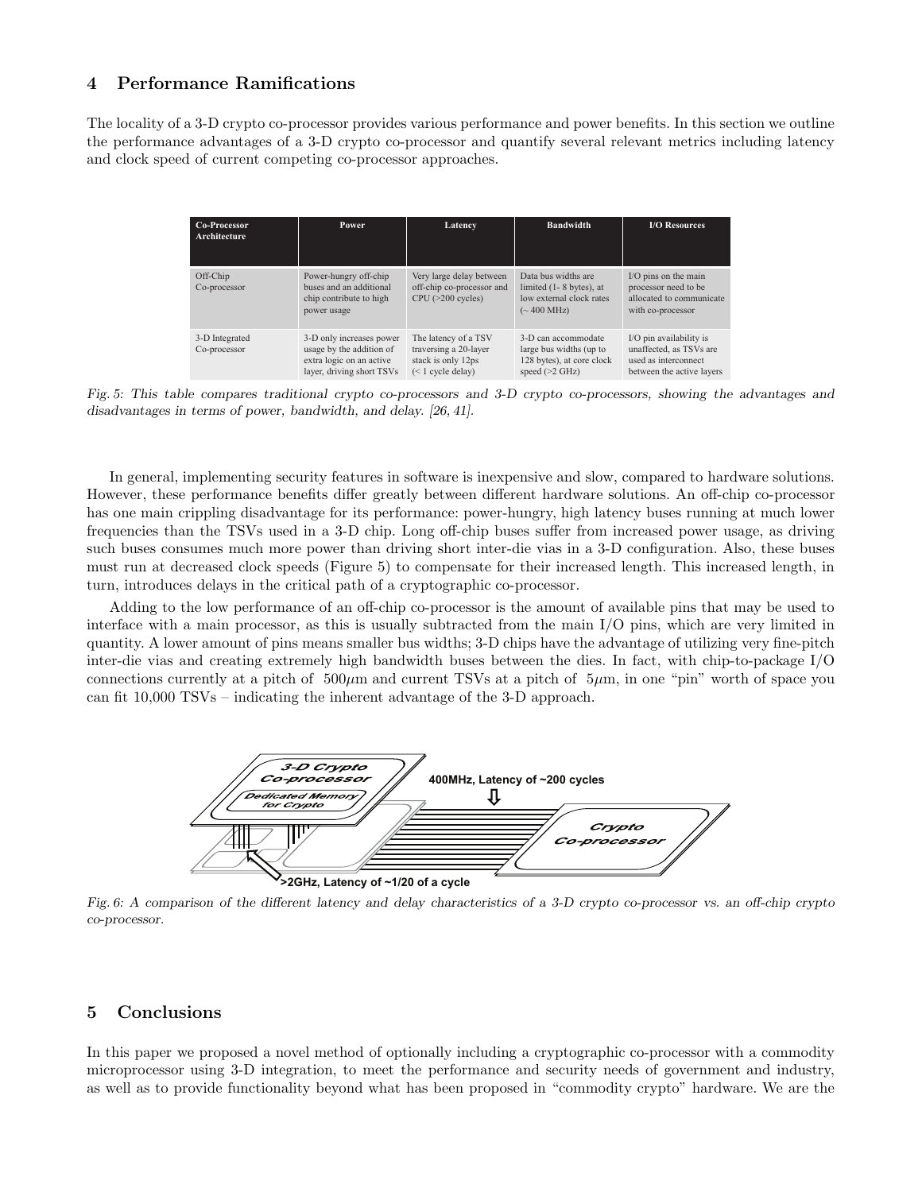## 4 Performance Ramifications

The locality of a 3-D crypto co-processor provides various performance and power benefits. In this section we outline the performance advantages of a 3-D crypto co-processor and quantify several relevant metrics including latency and clock speed of current competing co-processor approaches.

| Co-Processor Architecture | Power | Latency | Bandwidth | I/O Resources |
|---|---|---|---|---|
| Off-Chip Co-processor | Power-hungry off-chip buses and an additional chip contribute to high power usage | Very large delay between off-chip co-processor and CPU (>200 cycles) | Data bus widths are limited (1- 8 bytes), at low external clock rates (~ 400 MHz) | I/O pins on the main processor need to be allocated to communicate with co-processor |
| 3-D Integrated Co-processor | 3-D only increases power usage by the addition of extra logic on an active layer, driving short TSVs | The latency of a TSV traversing a 20-layer stack is only 12ps (< 1 cycle delay) | 3-D can accommodate large bus widths (up to 128 bytes), at core clock speed (>2 GHz) | I/O pin availability is unaffected, as TSVs are used as interconnect between the active layers |

*Fig. 5: This table compares traditional crypto co-processors and 3-D crypto co-processors, showing the advantages and disadvantages in terms of power, bandwidth, and delay. [26, 41].*

In general, implementing security features in software is inexpensive and slow, compared to hardware solutions. However, these performance benefits differ greatly between different hardware solutions. An off-chip co-processor has one main crippling disadvantage for its performance: power-hungry, high latency buses running at much lower frequencies than the TSVs used in a 3-D chip. Long off-chip buses suffer from increased power usage, as driving such buses consumes much more power than driving short inter-die vias in a 3-D configuration. Also, these buses must run at decreased clock speeds (Figure 5) to compensate for their increased length. This increased length, in turn, introduces delays in the critical path of a cryptographic co-processor.

Adding to the low performance of an off-chip co-processor is the amount of available pins that may be used to interface with a main processor, as this is usually subtracted from the main I/O pins, which are very limited in quantity. A lower amount of pins means smaller bus widths; 3-D chips have the advantage of utilizing very fine-pitch inter-die vias and creating extremely high bandwidth buses between the dies. In fact, with chip-to-package I/O connections currently at a pitch of $500\mu$m and current TSVs at a pitch of $5\mu$m, in one "pin" worth of space you can fit 10,000 TSVs – indicating the inherent advantage of the 3-D approach.

*Fig. 6: A comparison of the different latency and delay characteristics of a 3-D crypto co-processor vs. an off-chip crypto co-processor.*

## 5 Conclusions

In this paper we proposed a novel method of optionally including a cryptographic co-processor with a commodity microprocessor using 3-D integration, to meet the performance and security needs of government and industry, as well as to provide functionality beyond what has been proposed in "commodity crypto" hardware. We are the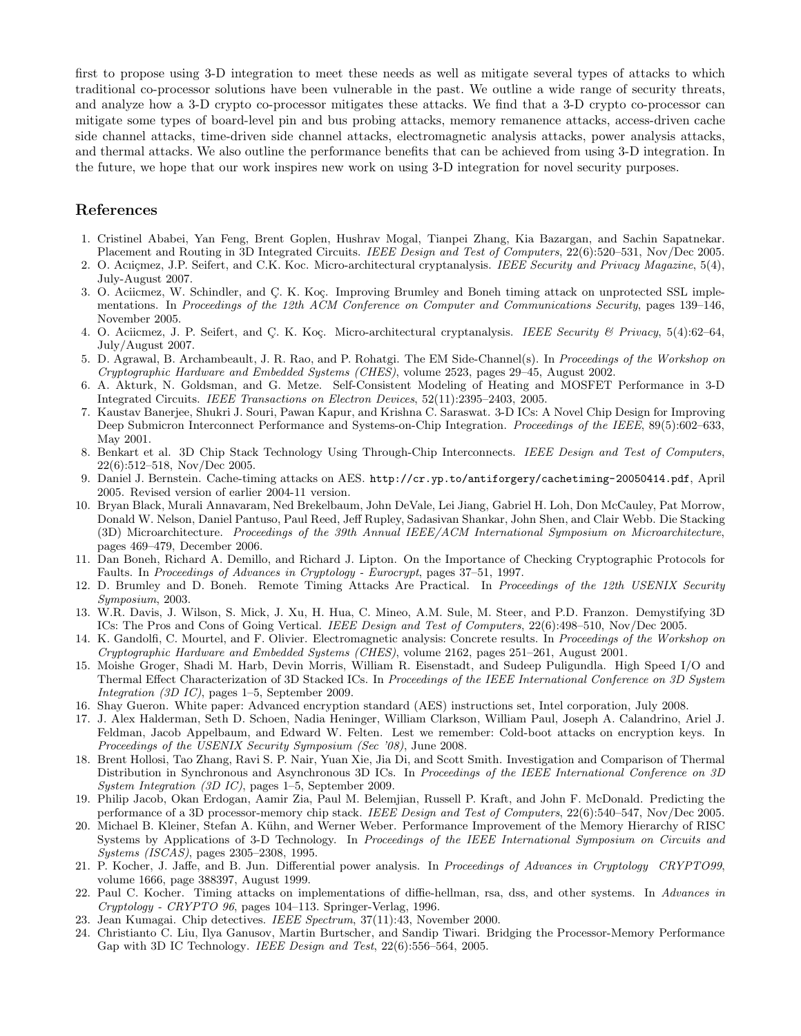first to propose using 3-D integration to meet these needs as well as mitigate several types of attacks to which traditional co-processor solutions have been vulnerable in the past. We outline a wide range of security threats, and analyze how a 3-D crypto co-processor mitigates these attacks. We find that a 3-D crypto co-processor can mitigate some types of board-level pin and bus probing attacks, memory remanence attacks, access-driven cache side channel attacks, time-driven side channel attacks, electromagnetic analysis attacks, power analysis attacks, and thermal attacks. We also outline the performance benefits that can be achieved from using 3-D integration. In the future, we hope that our work inspires new work on using 3-D integration for novel security purposes.

## References

1. Cristinel Ababei, Yan Feng, Brent Goplen, Hushrav Mogal, Tianpei Zhang, Kia Bazargan, and Sachin Sapatnekar. Placement and Routing in 3D Integrated Circuits. *IEEE Design and Test of Computers*, 22(6):520–531, Nov/Dec 2005.
2. O. Aciiçmez, J.P. Seifert, and C.K. Koc. Micro-architectural cryptanalysis. *IEEE Security and Privacy Magazine*, 5(4), July-August 2007.
3. O. Aciicmez, W. Schindler, and Ç. K. Koç. Improving Brumley and Boneh timing attack on unprotected SSL implementations. In *Proceedings of the 12th ACM Conference on Computer and Communications Security*, pages 139–146, November 2005.
4. O. Aciicmez, J. P. Seifert, and Ç. K. Koç. Micro-architectural cryptanalysis. *IEEE Security & Privacy*, 5(4):62–64, July/August 2007.
5. D. Agrawal, B. Archambeault, J. R. Rao, and P. Rohatgi. The EM Side-Channel(s). In *Proceedings of the Workshop on Cryptographic Hardware and Embedded Systems (CHES)*, volume 2523, pages 29–45, August 2002.
6. A. Akturk, N. Goldsman, and G. Metze. Self-Consistent Modeling of Heating and MOSFET Performance in 3-D Integrated Circuits. *IEEE Transactions on Electron Devices*, 52(11):2395–2403, 2005.
7. Kaustav Banerjee, Shukri J. Souri, Pawan Kapur, and Krishna C. Saraswat. 3-D ICs: A Novel Chip Design for Improving Deep Submicron Interconnect Performance and Systems-on-Chip Integration. *Proceedings of the IEEE*, 89(5):602–633, May 2001.
8. Benkart et al. 3D Chip Stack Technology Using Through-Chip Interconnects. *IEEE Design and Test of Computers*, 22(6):512–518, Nov/Dec 2005.
9. Daniel J. Bernstein. Cache-timing attacks on AES. `http://cr.yp.to/antiforgery/cachetiming-20050414.pdf`, April 2005. Revised version of earlier 2004-11 version.
10. Bryan Black, Murali Annavaram, Ned Brekelbaum, John DeVale, Lei Jiang, Gabriel H. Loh, Don McCauley, Pat Morrow, Donald W. Nelson, Daniel Pantuso, Paul Reed, Jeff Rupley, Sadasivan Shankar, John Shen, and Clair Webb. Die Stacking (3D) Microarchitecture. *Proceedings of the 39th Annual IEEE/ACM International Symposium on Microarchitecture*, pages 469–479, December 2006.
11. Dan Boneh, Richard A. Demillo, and Richard J. Lipton. On the Importance of Checking Cryptographic Protocols for Faults. In *Proceedings of Advances in Cryptology - Eurocrypt*, pages 37–51, 1997.
12. D. Brumley and D. Boneh. Remote Timing Attacks Are Practical. In *Proceedings of the 12th USENIX Security Symposium*, 2003.
13. W.R. Davis, J. Wilson, S. Mick, J. Xu, H. Hua, C. Mineo, A.M. Sule, M. Steer, and P.D. Franzon. Demystifying 3D ICs: The Pros and Cons of Going Vertical. *IEEE Design and Test of Computers*, 22(6):498–510, Nov/Dec 2005.
14. K. Gandolfi, C. Mourtel, and F. Olivier. Electromagnetic analysis: Concrete results. In *Proceedings of the Workshop on Cryptographic Hardware and Embedded Systems (CHES)*, volume 2162, pages 251–261, August 2001.
15. Moishe Groger, Shadi M. Harb, Devin Morris, William R. Eisenstadt, and Sudeep Puligundla. High Speed I/O and Thermal Effect Characterization of 3D Stacked ICs. In *Proceedings of the IEEE International Conference on 3D System Integration (3D IC)*, pages 1–5, September 2009.
16. Shay Gueron. White paper: Advanced encryption standard (AES) instructions set, Intel corporation, July 2008.
17. J. Alex Halderman, Seth D. Schoen, Nadia Heninger, William Clarkson, William Paul, Joseph A. Calandrino, Ariel J. Feldman, Jacob Appelbaum, and Edward W. Felten. Lest we remember: Cold-boot attacks on encryption keys. In *Proceedings of the USENIX Security Symposium (Sec '08)*, June 2008.
18. Brent Hollosi, Tao Zhang, Ravi S. P. Nair, Yuan Xie, Jia Di, and Scott Smith. Investigation and Comparison of Thermal Distribution in Synchronous and Asynchronous 3D ICs. In *Proceedings of the IEEE International Conference on 3D System Integration (3D IC)*, pages 1–5, September 2009.
19. Philip Jacob, Okan Erdogan, Aamir Zia, Paul M. Belemjian, Russell P. Kraft, and John F. McDonald. Predicting the performance of a 3D processor-memory chip stack. *IEEE Design and Test of Computers*, 22(6):540–547, Nov/Dec 2005.
20. Michael B. Kleiner, Stefan A. Kühn, and Werner Weber. Performance Improvement of the Memory Hierarchy of RISC Systems by Applications of 3-D Technology. In *Proceedings of the IEEE International Symposium on Circuits and Systems (ISCAS)*, pages 2305–2308, 1995.
21. P. Kocher, J. Jaffe, and B. Jun. Differential power analysis. In *Proceedings of Advances in Cryptology CRYPTO99*, volume 1666, page 388397, August 1999.
22. Paul C. Kocher. Timing attacks on implementations of diffie-hellman, rsa, dss, and other systems. In *Advances in Cryptology - CRYPTO 96*, pages 104–113. Springer-Verlag, 1996.
23. Jean Kumagai. Chip detectives. *IEEE Spectrum*, 37(11):43, November 2000.
24. Christianto C. Liu, Ilya Ganusov, Martin Burtscher, and Sandip Tiwari. Bridging the Processor-Memory Performance Gap with 3D IC Technology. *IEEE Design and Test*, 22(6):556–564, 2005.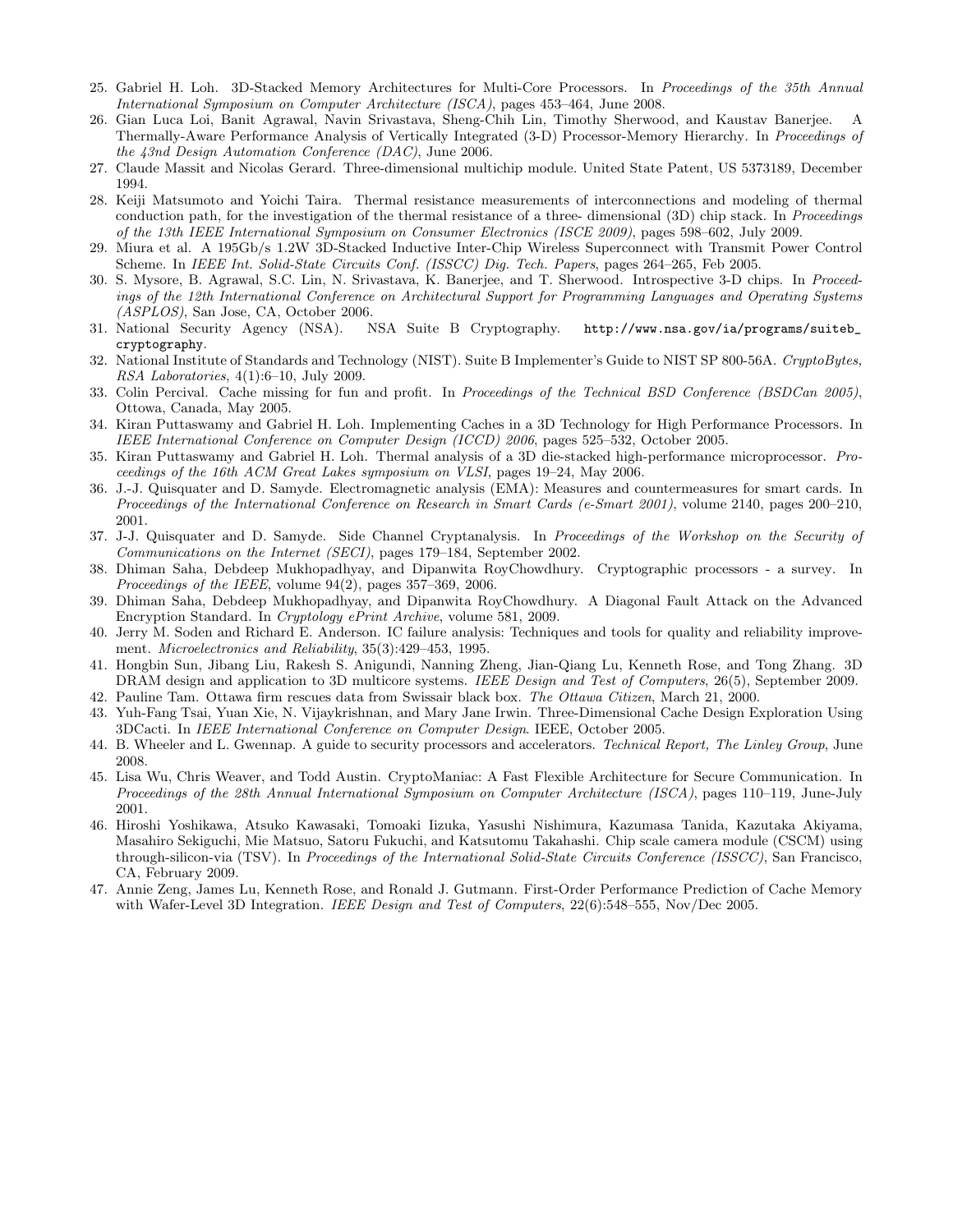25. Gabriel H. Loh. 3D-Stacked Memory Architectures for Multi-Core Processors. In *Proceedings of the 35th Annual International Symposium on Computer Architecture (ISCA)*, pages 453–464, June 2008.
26. Gian Luca Loi, Banit Agrawal, Navin Srivastava, Sheng-Chih Lin, Timothy Sherwood, and Kaustav Banerjee. A Thermally-Aware Performance Analysis of Vertically Integrated (3-D) Processor-Memory Hierarchy. In *Proceedings of the 43nd Design Automation Conference (DAC)*, June 2006.
27. Claude Massit and Nicolas Gerard. Three-dimensional multichip module. United State Patent, US 5373189, December 1994.
28. Keiji Matsumoto and Yoichi Taira. Thermal resistance measurements of interconnections and modeling of thermal conduction path, for the investigation of the thermal resistance of a three- dimensional (3D) chip stack. In *Proceedings of the 13th IEEE International Symposium on Consumer Electronics (ISCE 2009)*, pages 598–602, July 2009.
29. Miura et al. A 195Gb/s 1.2W 3D-Stacked Inductive Inter-Chip Wireless Superconnect with Transmit Power Control Scheme. In *IEEE Int. Solid-State Circuits Conf. (ISSCC) Dig. Tech. Papers*, pages 264–265, Feb 2005.
30. S. Mysore, B. Agrawal, S.C. Lin, N. Srivastava, K. Banerjee, and T. Sherwood. Introspective 3-D chips. In *Proceedings of the 12th International Conference on Architectural Support for Programming Languages and Operating Systems (ASPLOS)*, San Jose, CA, October 2006.
31. National Security Agency (NSA). NSA Suite B Cryptography. `http://www.nsa.gov/ia/programs/suiteb_cryptography`.
32. National Institute of Standards and Technology (NIST). Suite B Implementer's Guide to NIST SP 800-56A. *CryptoBytes, RSA Laboratories*, 4(1):6–10, July 2009.
33. Colin Percival. Cache missing for fun and profit. In *Proceedings of the Technical BSD Conference (BSDCan 2005)*, Ottowa, Canada, May 2005.
34. Kiran Puttaswamy and Gabriel H. Loh. Implementing Caches in a 3D Technology for High Performance Processors. In *IEEE International Conference on Computer Design (ICCD) 2006*, pages 525–532, October 2005.
35. Kiran Puttaswamy and Gabriel H. Loh. Thermal analysis of a 3D die-stacked high-performance microprocessor. *Proceedings of the 16th ACM Great Lakes symposium on VLSI*, pages 19–24, May 2006.
36. J.-J. Quisquater and D. Samyde. Electromagnetic analysis (EMA): Measures and countermeasures for smart cards. In *Proceedings of the International Conference on Research in Smart Cards (e-Smart 2001)*, volume 2140, pages 200–210, 2001.
37. J-J. Quisquater and D. Samyde. Side Channel Cryptanalysis. In *Proceedings of the Workshop on the Security of Communications on the Internet (SECI)*, pages 179–184, September 2002.
38. Dhiman Saha, Debdeep Mukhopadhyay, and Dipanwita RoyChowdhury. Cryptographic processors - a survey. In *Proceedings of the IEEE*, volume 94(2), pages 357–369, 2006.
39. Dhiman Saha, Debdeep Mukhopadhyay, and Dipanwita RoyChowdhury. A Diagonal Fault Attack on the Advanced Encryption Standard. In *Cryptology ePrint Archive*, volume 581, 2009.
40. Jerry M. Soden and Richard E. Anderson. IC failure analysis: Techniques and tools for quality and reliability improvement. *Microelectronics and Reliability*, 35(3):429–453, 1995.
41. Hongbin Sun, Jibang Liu, Rakesh S. Anigundi, Nanning Zheng, Jian-Qiang Lu, Kenneth Rose, and Tong Zhang. 3D DRAM design and application to 3D multicore systems. *IEEE Design and Test of Computers*, 26(5), September 2009.
42. Pauline Tam. Ottawa firm rescues data from Swissair black box. *The Ottawa Citizen*, March 21, 2000.
43. Yuh-Fang Tsai, Yuan Xie, N. Vijaykrishnan, and Mary Jane Irwin. Three-Dimensional Cache Design Exploration Using 3DCacti. In *IEEE International Conference on Computer Design*. IEEE, October 2005.
44. B. Wheeler and L. Gwennap. A guide to security processors and accelerators. *Technical Report, The Linley Group*, June 2008.
45. Lisa Wu, Chris Weaver, and Todd Austin. CryptoManiac: A Fast Flexible Architecture for Secure Communication. In *Proceedings of the 28th Annual International Symposium on Computer Architecture (ISCA)*, pages 110–119, June-July 2001.
46. Hiroshi Yoshikawa, Atsuko Kawasaki, Tomoaki Iizuka, Yasushi Nishimura, Kazumasa Tanida, Kazutaka Akiyama, Masahiro Sekiguchi, Mie Matsuo, Satoru Fukuchi, and Katsutomu Takahashi. Chip scale camera module (CSCM) using through-silicon-via (TSV). In *Proceedings of the International Solid-State Circuits Conference (ISSCC)*, San Francisco, CA, February 2009.
47. Annie Zeng, James Lu, Kenneth Rose, and Ronald J. Gutmann. First-Order Performance Prediction of Cache Memory with Wafer-Level 3D Integration. *IEEE Design and Test of Computers*, 22(6):548–555, Nov/Dec 2005.